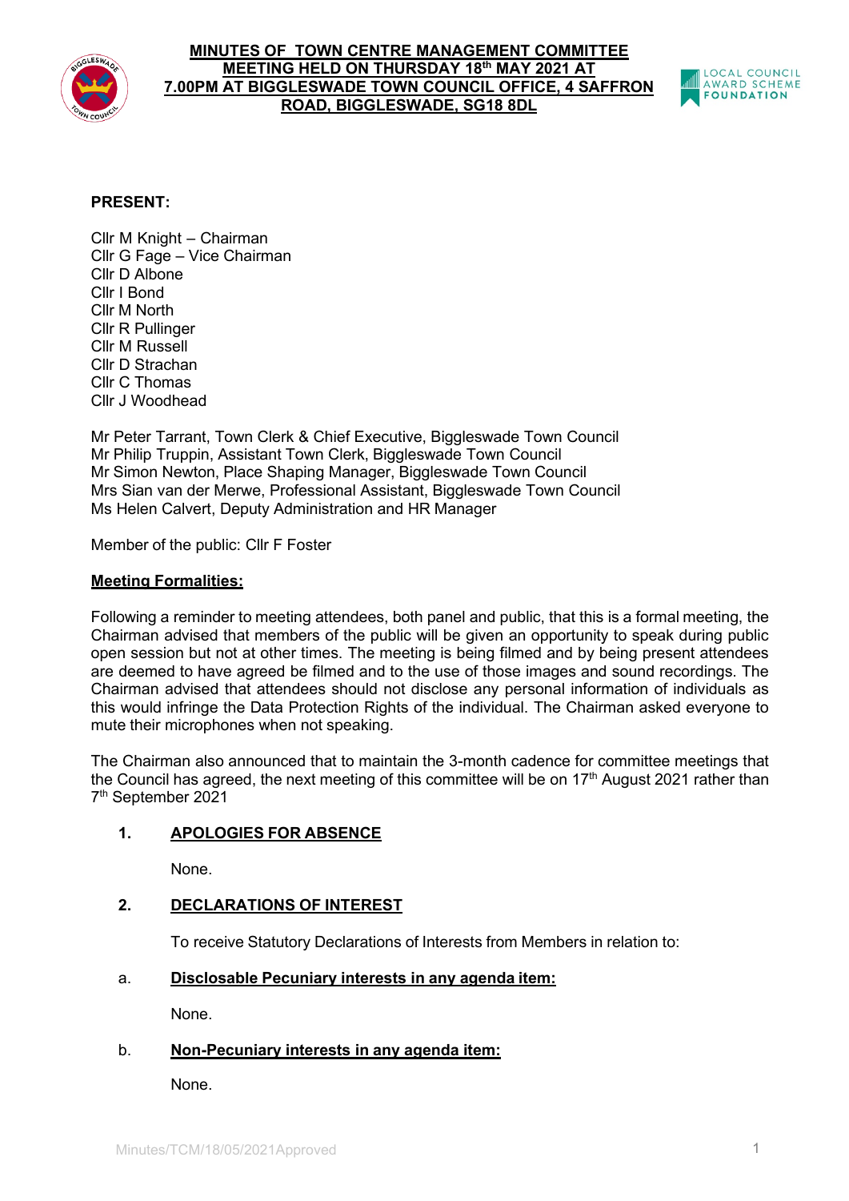# MINUTES OF TOWN CENTRE MANAGEMENT COMMITTEE MEETING HELD ON THURSDAY 18th MAY 2021 AT 7.00PM AT BIGGLESWADE TOWN COUNCIL OFFICE, 4 SAFFRON ROAD, BIGGLESWADE, SG18 8DL

**PRESENT:**

Cllr M Knight – Chairman
Cllr G Fage – Vice Chairman
Cllr D Albone
Cllr I Bond
Cllr M North
Cllr R Pullinger
Cllr M Russell
Cllr D Strachan
Cllr C Thomas
Cllr J Woodhead

Mr Peter Tarrant, Town Clerk & Chief Executive, Biggleswade Town Council
Mr Philip Truppin, Assistant Town Clerk, Biggleswade Town Council
Mr Simon Newton, Place Shaping Manager, Biggleswade Town Council
Mrs Sian van der Merwe, Professional Assistant, Biggleswade Town Council
Ms Helen Calvert, Deputy Administration and HR Manager

Member of the public: Cllr F Foster

## Meeting Formalities:

Following a reminder to meeting attendees, both panel and public, that this is a formal meeting, the Chairman advised that members of the public will be given an opportunity to speak during public open session but not at other times. The meeting is being filmed and by being present attendees are deemed to have agreed be filmed and to the use of those images and sound recordings. The Chairman advised that attendees should not disclose any personal information of individuals as this would infringe the Data Protection Rights of the individual. The Chairman asked everyone to mute their microphones when not speaking.

The Chairman also announced that to maintain the 3-month cadence for committee meetings that the Council has agreed, the next meeting of this committee will be on 17th August 2021 rather than 7th September 2021

## 1. APOLOGIES FOR ABSENCE

None.

## 2. DECLARATIONS OF INTEREST

To receive Statutory Declarations of Interests from Members in relation to:

### a. Disclosable Pecuniary interests in any agenda item:

None.

### b. Non-Pecuniary interests in any agenda item:

None.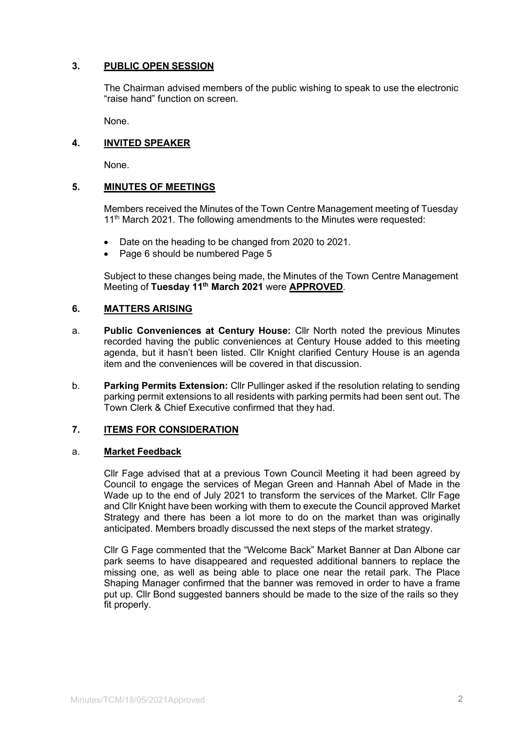## 3. PUBLIC OPEN SESSION

The Chairman advised members of the public wishing to speak to use the electronic "raise hand" function on screen.

None.

## 4. INVITED SPEAKER

None.

## 5. MINUTES OF MEETINGS

Members received the Minutes of the Town Centre Management meeting of Tuesday 11th March 2021. The following amendments to the Minutes were requested:

- Date on the heading to be changed from 2020 to 2021.
- Page 6 should be numbered Page 5

Subject to these changes being made, the Minutes of the Town Centre Management Meeting of **Tuesday 11th March 2021** were **APPROVED**.

## 6. MATTERS ARISING

a. **Public Conveniences at Century House:** Cllr North noted the previous Minutes recorded having the public conveniences at Century House added to this meeting agenda, but it hasn't been listed. Cllr Knight clarified Century House is an agenda item and the conveniences will be covered in that discussion.

b. **Parking Permits Extension:** Cllr Pullinger asked if the resolution relating to sending parking permit extensions to all residents with parking permits had been sent out. The Town Clerk & Chief Executive confirmed that they had.

## 7. ITEMS FOR CONSIDERATION

### a. Market Feedback

Cllr Fage advised that at a previous Town Council Meeting it had been agreed by Council to engage the services of Megan Green and Hannah Abel of Made in the Wade up to the end of July 2021 to transform the services of the Market. Cllr Fage and Cllr Knight have been working with them to execute the Council approved Market Strategy and there has been a lot more to do on the market than was originally anticipated. Members broadly discussed the next steps of the market strategy.

Cllr G Fage commented that the "Welcome Back" Market Banner at Dan Albone car park seems to have disappeared and requested additional banners to replace the missing one, as well as being able to place one near the retail park. The Place Shaping Manager confirmed that the banner was removed in order to have a frame put up. Cllr Bond suggested banners should be made to the size of the rails so they fit properly.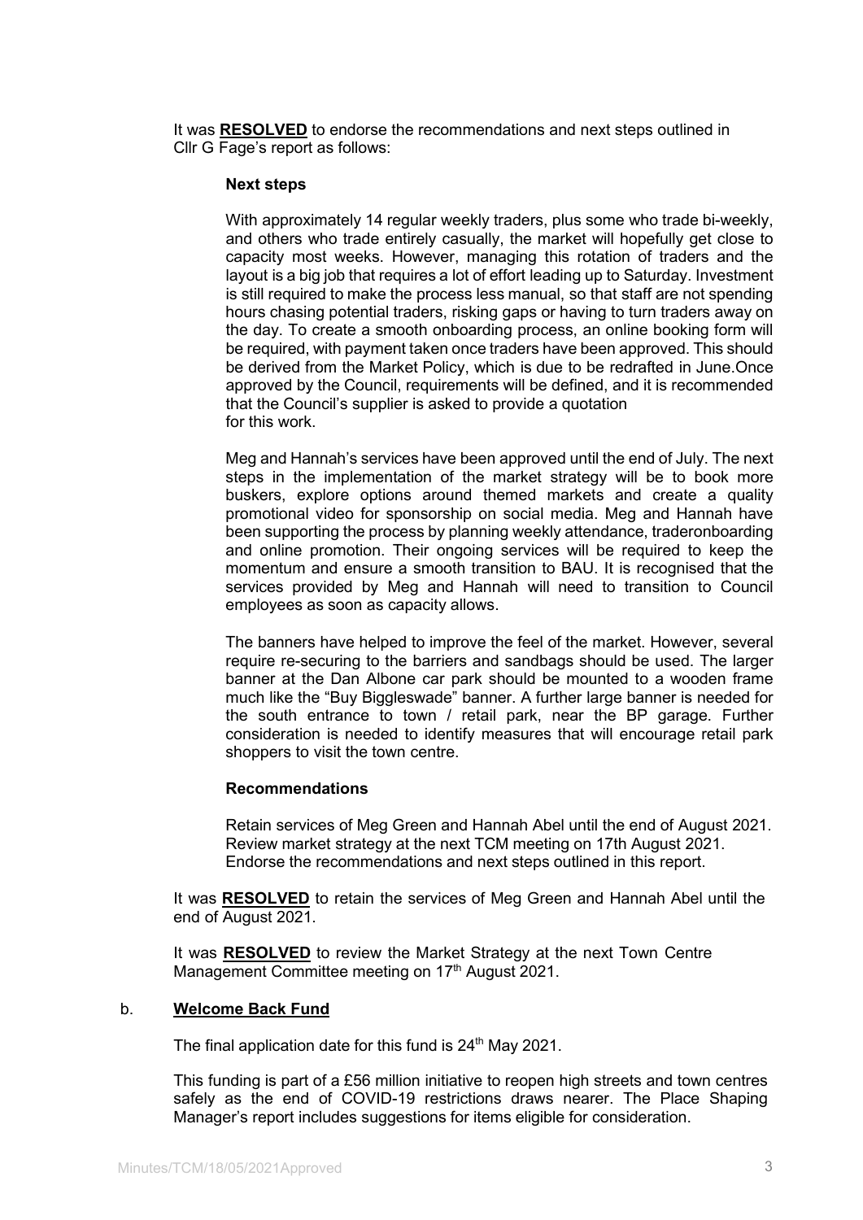It was **RESOLVED** to endorse the recommendations and next steps outlined in Cllr G Fage's report as follows:

**Next steps**

With approximately 14 regular weekly traders, plus some who trade bi-weekly, and others who trade entirely casually, the market will hopefully get close to capacity most weeks. However, managing this rotation of traders and the layout is a big job that requires a lot of effort leading up to Saturday. Investment is still required to make the process less manual, so that staff are not spending hours chasing potential traders, risking gaps or having to turn traders away on the day. To create a smooth onboarding process, an online booking form will be required, with payment taken once traders have been approved. This should be derived from the Market Policy, which is due to be redrafted in June.Once approved by the Council, requirements will be defined, and it is recommended that the Council's supplier is asked to provide a quotation for this work.

Meg and Hannah's services have been approved until the end of July. The next steps in the implementation of the market strategy will be to book more buskers, explore options around themed markets and create a quality promotional video for sponsorship on social media. Meg and Hannah have been supporting the process by planning weekly attendance, traderonboarding and online promotion. Their ongoing services will be required to keep the momentum and ensure a smooth transition to BAU. It is recognised that the services provided by Meg and Hannah will need to transition to Council employees as soon as capacity allows.

The banners have helped to improve the feel of the market. However, several require re-securing to the barriers and sandbags should be used. The larger banner at the Dan Albone car park should be mounted to a wooden frame much like the "Buy Biggleswade" banner. A further large banner is needed for the south entrance to town / retail park, near the BP garage. Further consideration is needed to identify measures that will encourage retail park shoppers to visit the town centre.

**Recommendations**

Retain services of Meg Green and Hannah Abel until the end of August 2021.
Review market strategy at the next TCM meeting on 17th August 2021.
Endorse the recommendations and next steps outlined in this report.

It was **RESOLVED** to retain the services of Meg Green and Hannah Abel until the end of August 2021.

It was **RESOLVED** to review the Market Strategy at the next Town Centre Management Committee meeting on 17th August 2021.

b. **Welcome Back Fund**

The final application date for this fund is 24th May 2021.

This funding is part of a £56 million initiative to reopen high streets and town centres safely as the end of COVID-19 restrictions draws nearer. The Place Shaping Manager's report includes suggestions for items eligible for consideration.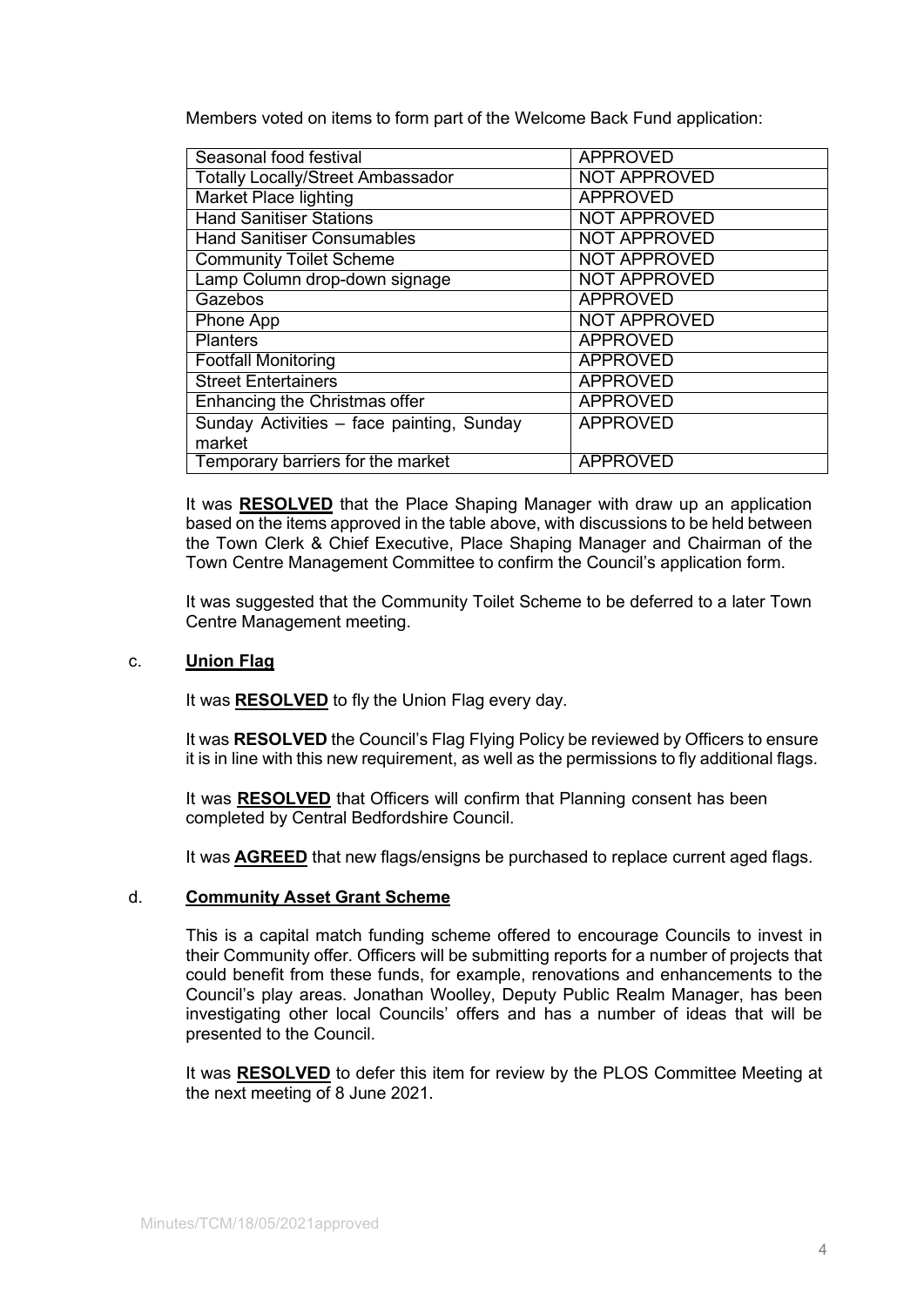Members voted on items to form part of the Welcome Back Fund application:

| | |
|---|---|
| Seasonal food festival | APPROVED |
| Totally Locally/Street Ambassador | NOT APPROVED |
| Market Place lighting | APPROVED |
| Hand Sanitiser Stations | NOT APPROVED |
| Hand Sanitiser Consumables | NOT APPROVED |
| Community Toilet Scheme | NOT APPROVED |
| Lamp Column drop-down signage | NOT APPROVED |
| Gazebos | APPROVED |
| Phone App | NOT APPROVED |
| Planters | APPROVED |
| Footfall Monitoring | APPROVED |
| Street Entertainers | APPROVED |
| Enhancing the Christmas offer | APPROVED |
| Sunday Activities – face painting, Sunday market | APPROVED |
| Temporary barriers for the market | APPROVED |

It was **RESOLVED** that the Place Shaping Manager with draw up an application based on the items approved in the table above, with discussions to be held between the Town Clerk & Chief Executive, Place Shaping Manager and Chairman of the Town Centre Management Committee to confirm the Council's application form.

It was suggested that the Community Toilet Scheme to be deferred to a later Town Centre Management meeting.

c. **Union Flag**

It was **RESOLVED** to fly the Union Flag every day.

It was **RESOLVED** the Council's Flag Flying Policy be reviewed by Officers to ensure it is in line with this new requirement, as well as the permissions to fly additional flags.

It was **RESOLVED** that Officers will confirm that Planning consent has been completed by Central Bedfordshire Council.

It was **AGREED** that new flags/ensigns be purchased to replace current aged flags.

d. **Community Asset Grant Scheme**

This is a capital match funding scheme offered to encourage Councils to invest in their Community offer. Officers will be submitting reports for a number of projects that could benefit from these funds, for example, renovations and enhancements to the Council's play areas. Jonathan Woolley, Deputy Public Realm Manager, has been investigating other local Councils' offers and has a number of ideas that will be presented to the Council.

It was **RESOLVED** to defer this item for review by the PLOS Committee Meeting at the next meeting of 8 June 2021.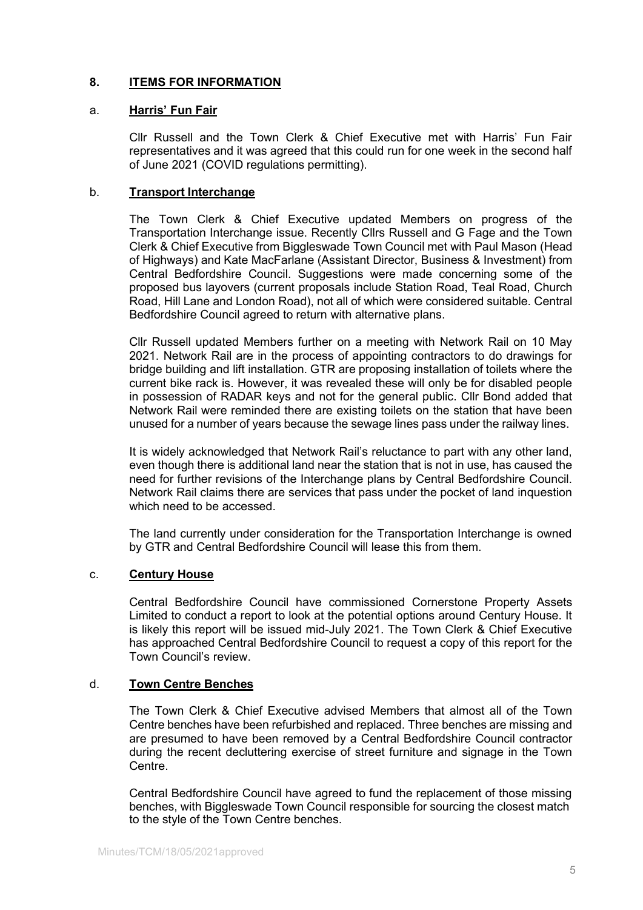## 8. ITEMS FOR INFORMATION

### a. Harris' Fun Fair

Cllr Russell and the Town Clerk & Chief Executive met with Harris' Fun Fair representatives and it was agreed that this could run for one week in the second half of June 2021 (COVID regulations permitting).

### b. Transport Interchange

The Town Clerk & Chief Executive updated Members on progress of the Transportation Interchange issue. Recently Cllrs Russell and G Fage and the Town Clerk & Chief Executive from Biggleswade Town Council met with Paul Mason (Head of Highways) and Kate MacFarlane (Assistant Director, Business & Investment) from Central Bedfordshire Council. Suggestions were made concerning some of the proposed bus layovers (current proposals include Station Road, Teal Road, Church Road, Hill Lane and London Road), not all of which were considered suitable. Central Bedfordshire Council agreed to return with alternative plans.

Cllr Russell updated Members further on a meeting with Network Rail on 10 May 2021. Network Rail are in the process of appointing contractors to do drawings for bridge building and lift installation. GTR are proposing installation of toilets where the current bike rack is. However, it was revealed these will only be for disabled people in possession of RADAR keys and not for the general public. Cllr Bond added that Network Rail were reminded there are existing toilets on the station that have been unused for a number of years because the sewage lines pass under the railway lines.

It is widely acknowledged that Network Rail's reluctance to part with any other land, even though there is additional land near the station that is not in use, has caused the need for further revisions of the Interchange plans by Central Bedfordshire Council. Network Rail claims there are services that pass under the pocket of land inquestion which need to be accessed.

The land currently under consideration for the Transportation Interchange is owned by GTR and Central Bedfordshire Council will lease this from them.

### c. Century House

Central Bedfordshire Council have commissioned Cornerstone Property Assets Limited to conduct a report to look at the potential options around Century House. It is likely this report will be issued mid-July 2021. The Town Clerk & Chief Executive has approached Central Bedfordshire Council to request a copy of this report for the Town Council's review.

### d. Town Centre Benches

The Town Clerk & Chief Executive advised Members that almost all of the Town Centre benches have been refurbished and replaced. Three benches are missing and are presumed to have been removed by a Central Bedfordshire Council contractor during the recent decluttering exercise of street furniture and signage in the Town Centre.

Central Bedfordshire Council have agreed to fund the replacement of those missing benches, with Biggleswade Town Council responsible for sourcing the closest match to the style of the Town Centre benches.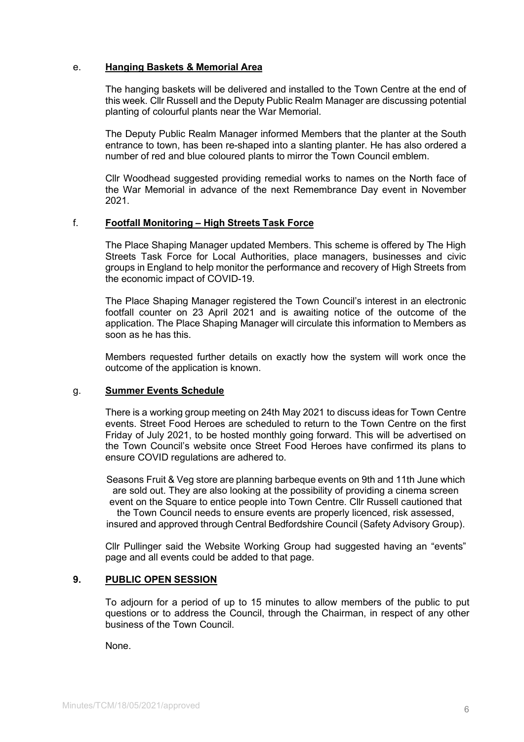e. **Hanging Baskets & Memorial Area**

The hanging baskets will be delivered and installed to the Town Centre at the end of this week. Cllr Russell and the Deputy Public Realm Manager are discussing potential planting of colourful plants near the War Memorial.

The Deputy Public Realm Manager informed Members that the planter at the South entrance to town, has been re-shaped into a slanting planter. He has also ordered a number of red and blue coloured plants to mirror the Town Council emblem.

Cllr Woodhead suggested providing remedial works to names on the North face of the War Memorial in advance of the next Remembrance Day event in November 2021.

f. **Footfall Monitoring – High Streets Task Force**

The Place Shaping Manager updated Members. This scheme is offered by The High Streets Task Force for Local Authorities, place managers, businesses and civic groups in England to help monitor the performance and recovery of High Streets from the economic impact of COVID-19.

The Place Shaping Manager registered the Town Council's interest in an electronic footfall counter on 23 April 2021 and is awaiting notice of the outcome of the application. The Place Shaping Manager will circulate this information to Members as soon as he has this.

Members requested further details on exactly how the system will work once the outcome of the application is known.

g. **Summer Events Schedule**

There is a working group meeting on 24th May 2021 to discuss ideas for Town Centre events. Street Food Heroes are scheduled to return to the Town Centre on the first Friday of July 2021, to be hosted monthly going forward. This will be advertised on the Town Council's website once Street Food Heroes have confirmed its plans to ensure COVID regulations are adhered to.

Seasons Fruit & Veg store are planning barbeque events on 9th and 11th June which are sold out. They are also looking at the possibility of providing a cinema screen event on the Square to entice people into Town Centre. Cllr Russell cautioned that the Town Council needs to ensure events are properly licenced, risk assessed, insured and approved through Central Bedfordshire Council (Safety Advisory Group).

Cllr Pullinger said the Website Working Group had suggested having an "events" page and all events could be added to that page.

## 9. **PUBLIC OPEN SESSION**

To adjourn for a period of up to 15 minutes to allow members of the public to put questions or to address the Council, through the Chairman, in respect of any other business of the Town Council.

None.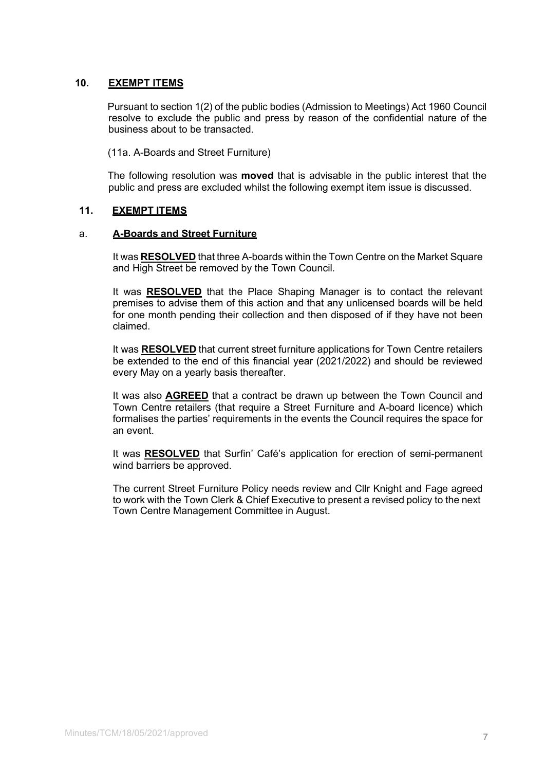## 10. EXEMPT ITEMS

Pursuant to section 1(2) of the public bodies (Admission to Meetings) Act 1960 Council resolve to exclude the public and press by reason of the confidential nature of the business about to be transacted.

(11a. A-Boards and Street Furniture)

The following resolution was **moved** that is advisable in the public interest that the public and press are excluded whilst the following exempt item issue is discussed.

## 11. EXEMPT ITEMS

### a. A-Boards and Street Furniture

It was **RESOLVED** that three A-boards within the Town Centre on the Market Square and High Street be removed by the Town Council.

It was **RESOLVED** that the Place Shaping Manager is to contact the relevant premises to advise them of this action and that any unlicensed boards will be held for one month pending their collection and then disposed of if they have not been claimed.

It was **RESOLVED** that current street furniture applications for Town Centre retailers be extended to the end of this financial year (2021/2022) and should be reviewed every May on a yearly basis thereafter.

It was also **AGREED** that a contract be drawn up between the Town Council and Town Centre retailers (that require a Street Furniture and A-board licence) which formalises the parties' requirements in the events the Council requires the space for an event.

It was **RESOLVED** that Surfin' Café's application for erection of semi-permanent wind barriers be approved.

The current Street Furniture Policy needs review and Cllr Knight and Fage agreed to work with the Town Clerk & Chief Executive to present a revised policy to the next Town Centre Management Committee in August.

Minutes/TCM/18/05/2021/approved